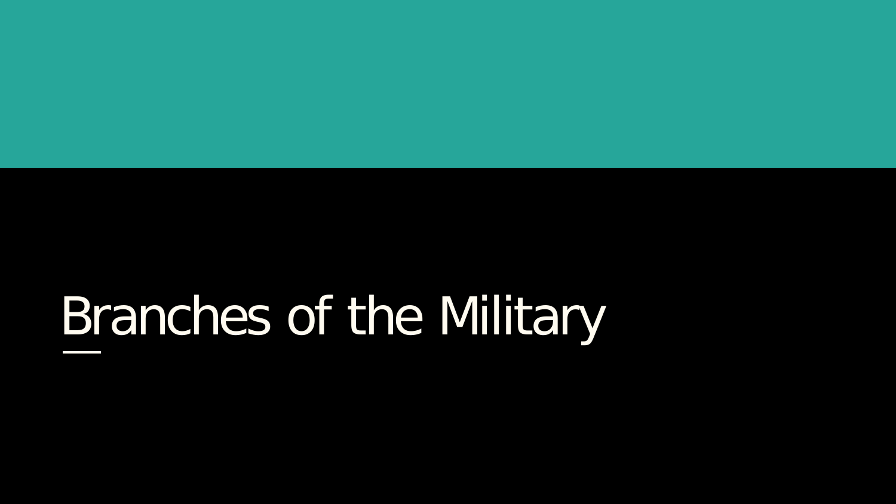# Branches of the Military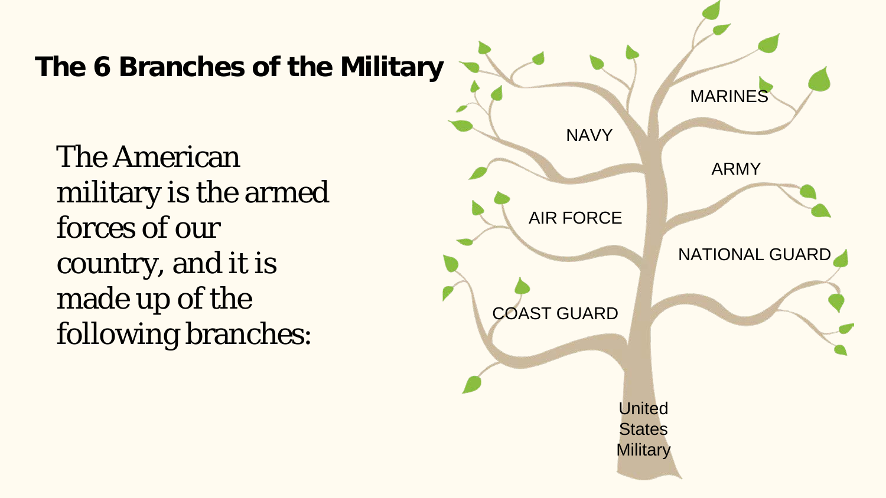# The 6 Branches of the Military

The American military is the armed forces of our country, and it is made up of the following branches:

- NAVY
- MARINES
- ARMY
- AIR FORCE
- NATIONAL GUARD
- COAST GUARD

United States Military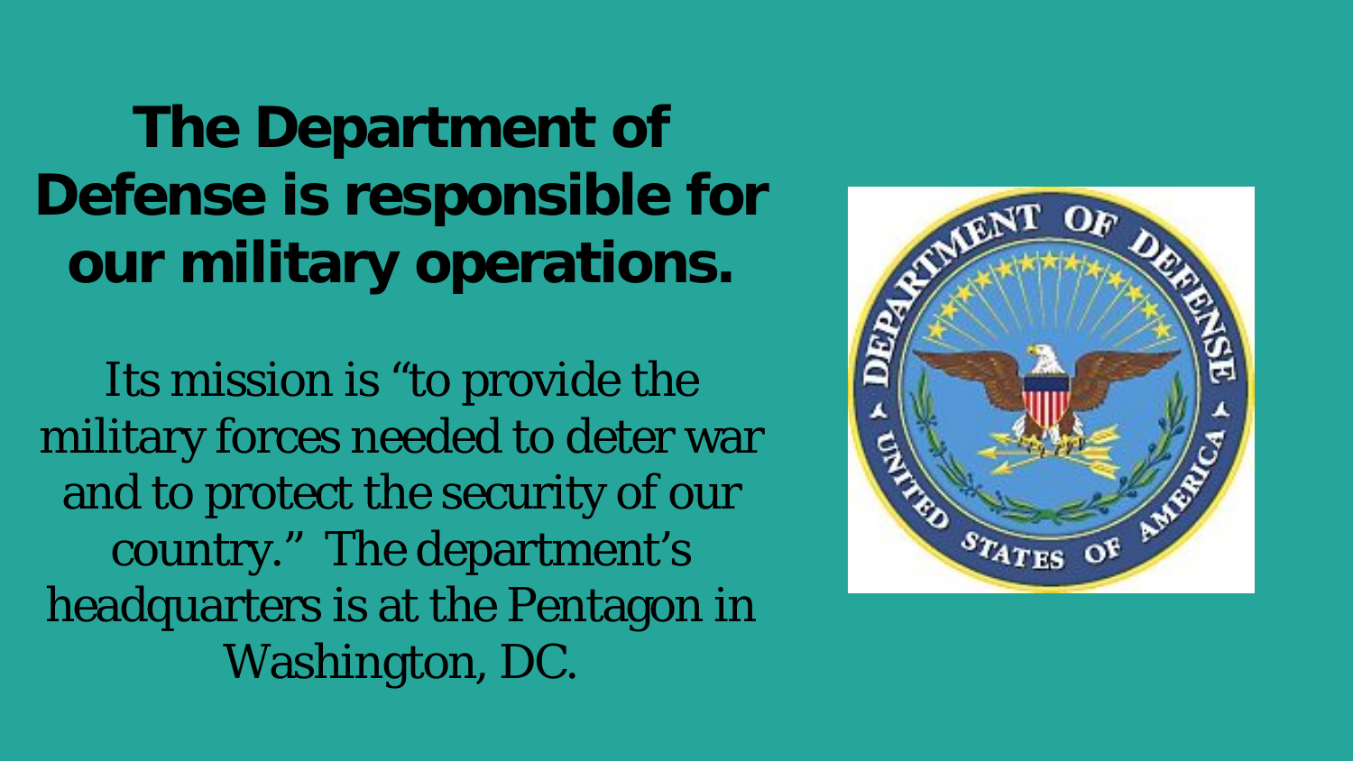# The Department of Defense is responsible for our military operations.

Its mission is “to provide the military forces needed to deter war and to protect the security of our country.” The department’s headquarters is at the Pentagon in Washington, DC.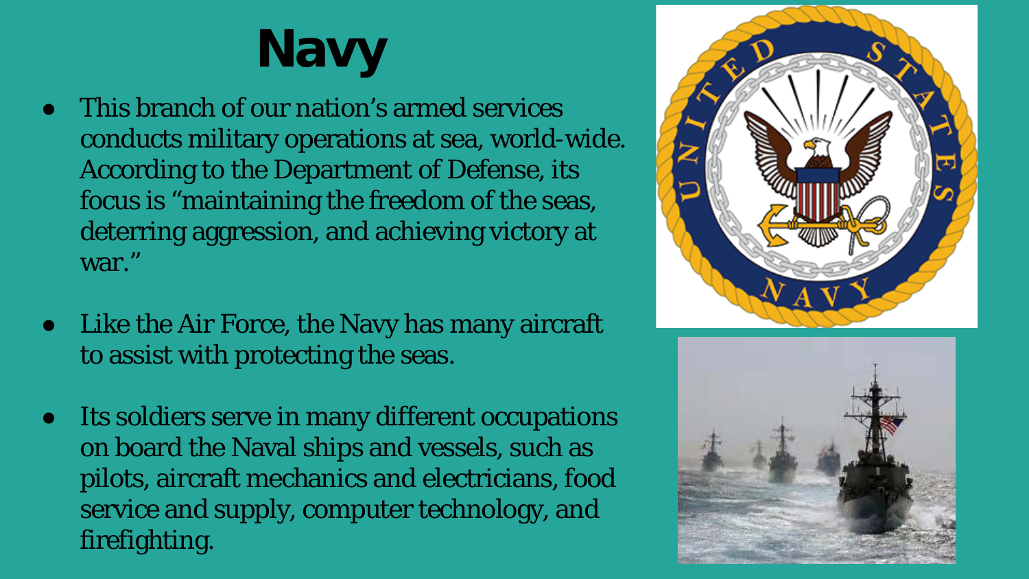# Navy

- This branch of our nation's armed services conducts military operations at sea, world-wide. According to the Department of Defense, its focus is "maintaining the freedom of the seas, deterring aggression, and achieving victory at war."
- Like the Air Force, the Navy has many aircraft to assist with protecting the seas.
- Its soldiers serve in many different occupations on board the Naval ships and vessels, such as pilots, aircraft mechanics and electricians, food service and supply, computer technology, and firefighting.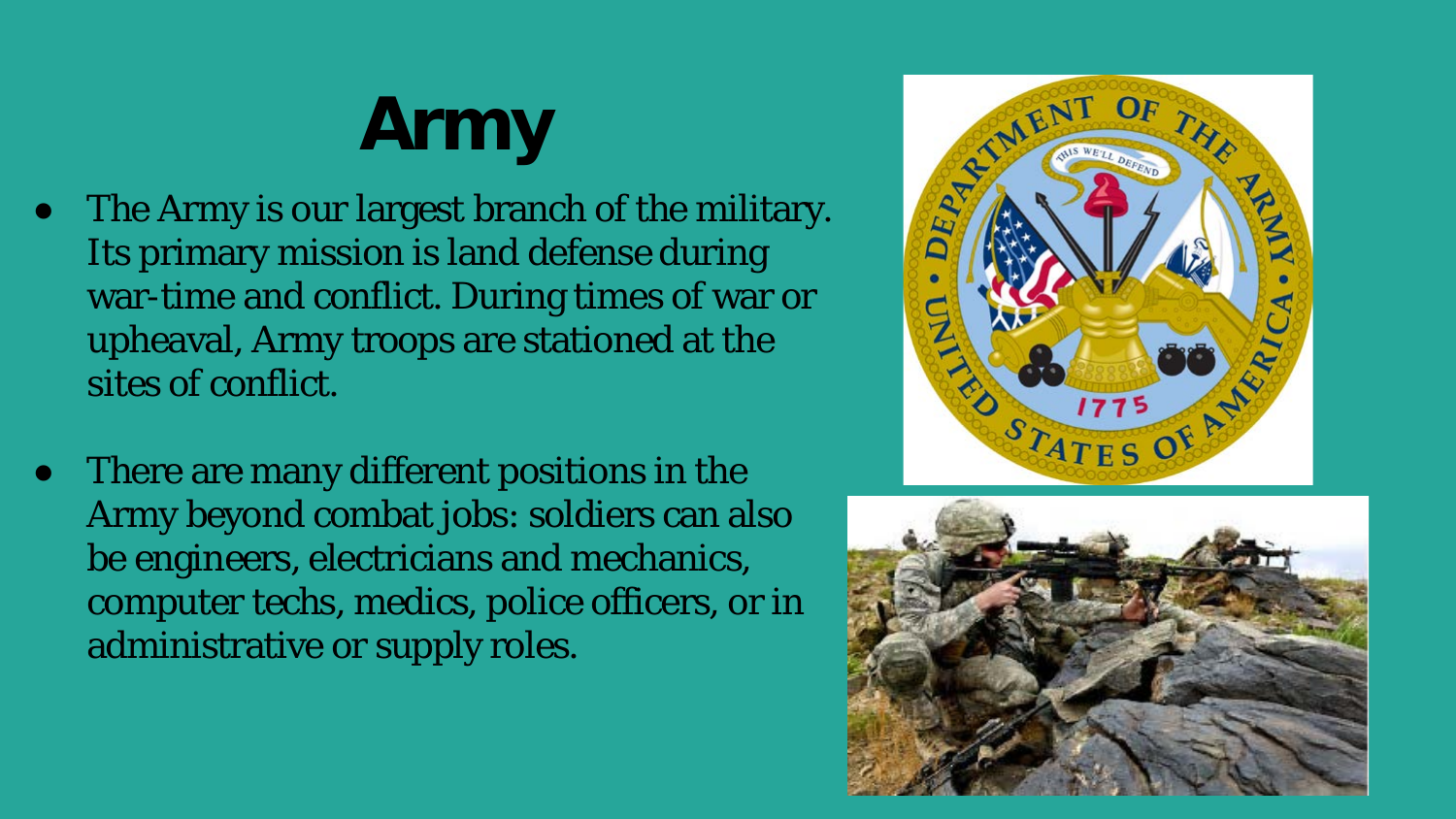# Army

- The Army is our largest branch of the military. Its primary mission is land defense during war-time and conflict. During times of war or upheaval, Army troops are stationed at the sites of conflict.
- There are many different positions in the Army beyond combat jobs: soldiers can also be engineers, electricians and mechanics, computer techs, medics, police officers, or in administrative or supply roles.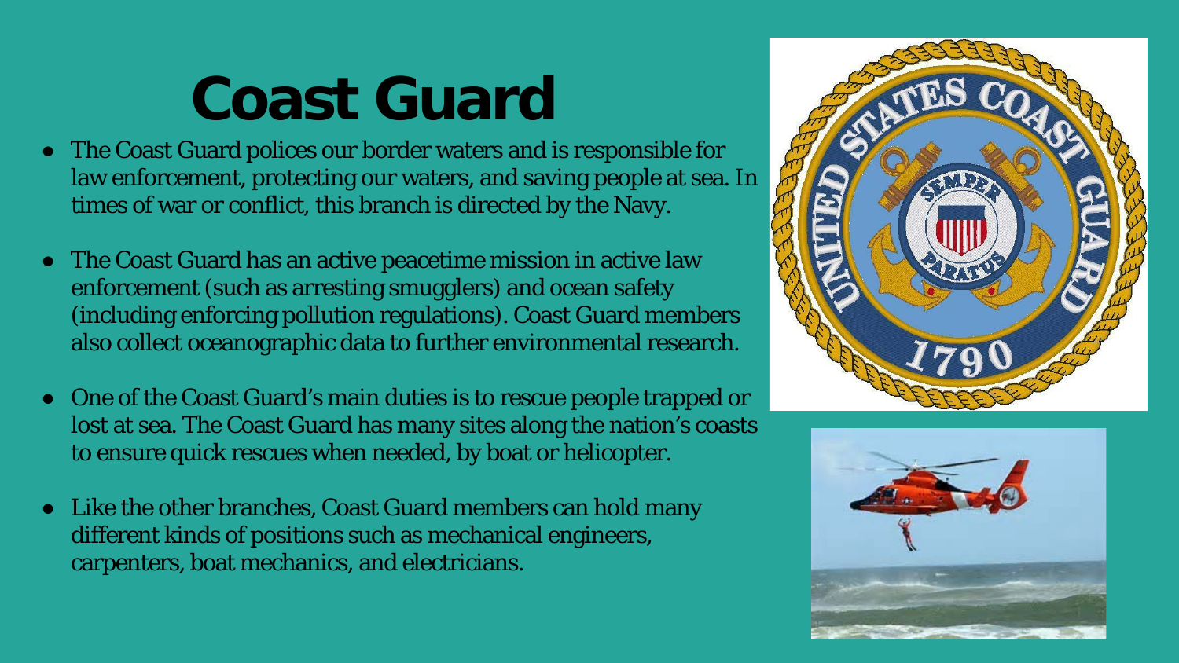# Coast Guard

- The Coast Guard polices our border waters and is responsible for law enforcement, protecting our waters, and saving people at sea. In times of war or conflict, this branch is directed by the Navy.

- The Coast Guard has an active peacetime mission in active law enforcement (such as arresting smugglers) and ocean safety (including enforcing pollution regulations). Coast Guard members also collect oceanographic data to further environmental research.

- One of the Coast Guard's main duties is to rescue people trapped or lost at sea. The Coast Guard has many sites along the nation's coasts to ensure quick rescues when needed, by boat or helicopter.

- Like the other branches, Coast Guard members can hold many different kinds of positions such as mechanical engineers, carpenters, boat mechanics, and electricians.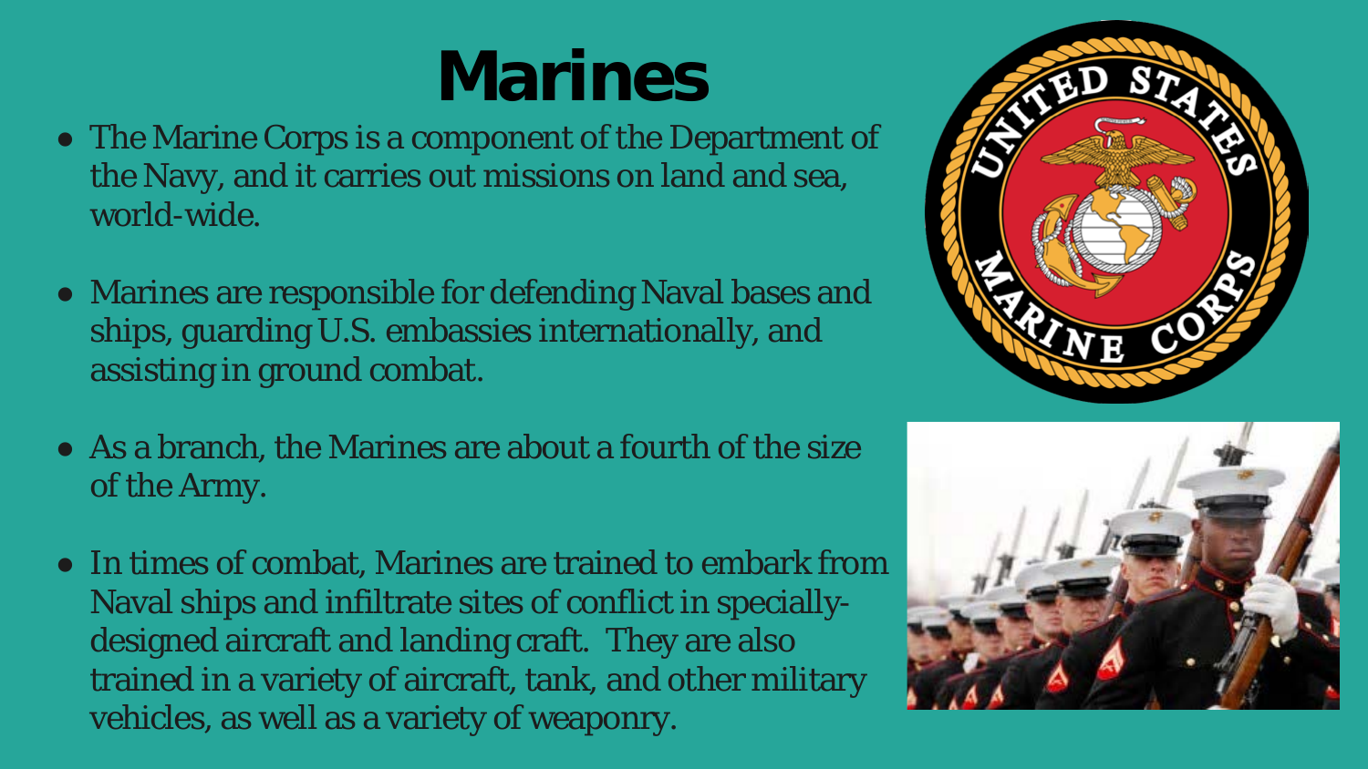# Marines

- The Marine Corps is a component of the Department of the Navy, and it carries out missions on land and sea, world-wide.
- Marines are responsible for defending Naval bases and ships, guarding U.S. embassies internationally, and assisting in ground combat.
- As a branch, the Marines are about a fourth of the size of the Army.
- In times of combat, Marines are trained to embark from Naval ships and infiltrate sites of conflict in specially-designed aircraft and landing craft. They are also trained in a variety of aircraft, tank, and other military vehicles, as well as a variety of weaponry.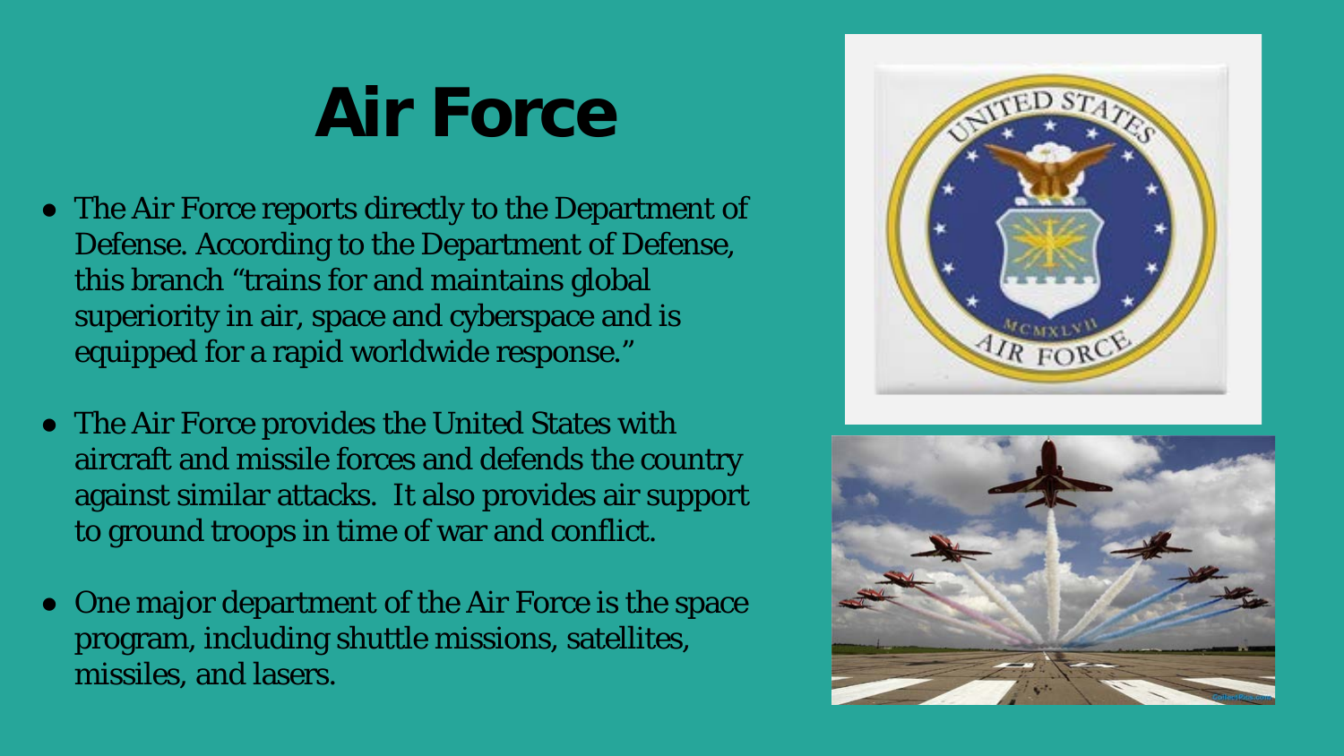# Air Force

- The Air Force reports directly to the Department of Defense. According to the Department of Defense, this branch "trains for and maintains global superiority in air, space and cyberspace and is equipped for a rapid worldwide response."
- The Air Force provides the United States with aircraft and missile forces and defends the country against similar attacks. It also provides air support to ground troops in time of war and conflict.
- One major department of the Air Force is the space program, including shuttle missions, satellites, missiles, and lasers.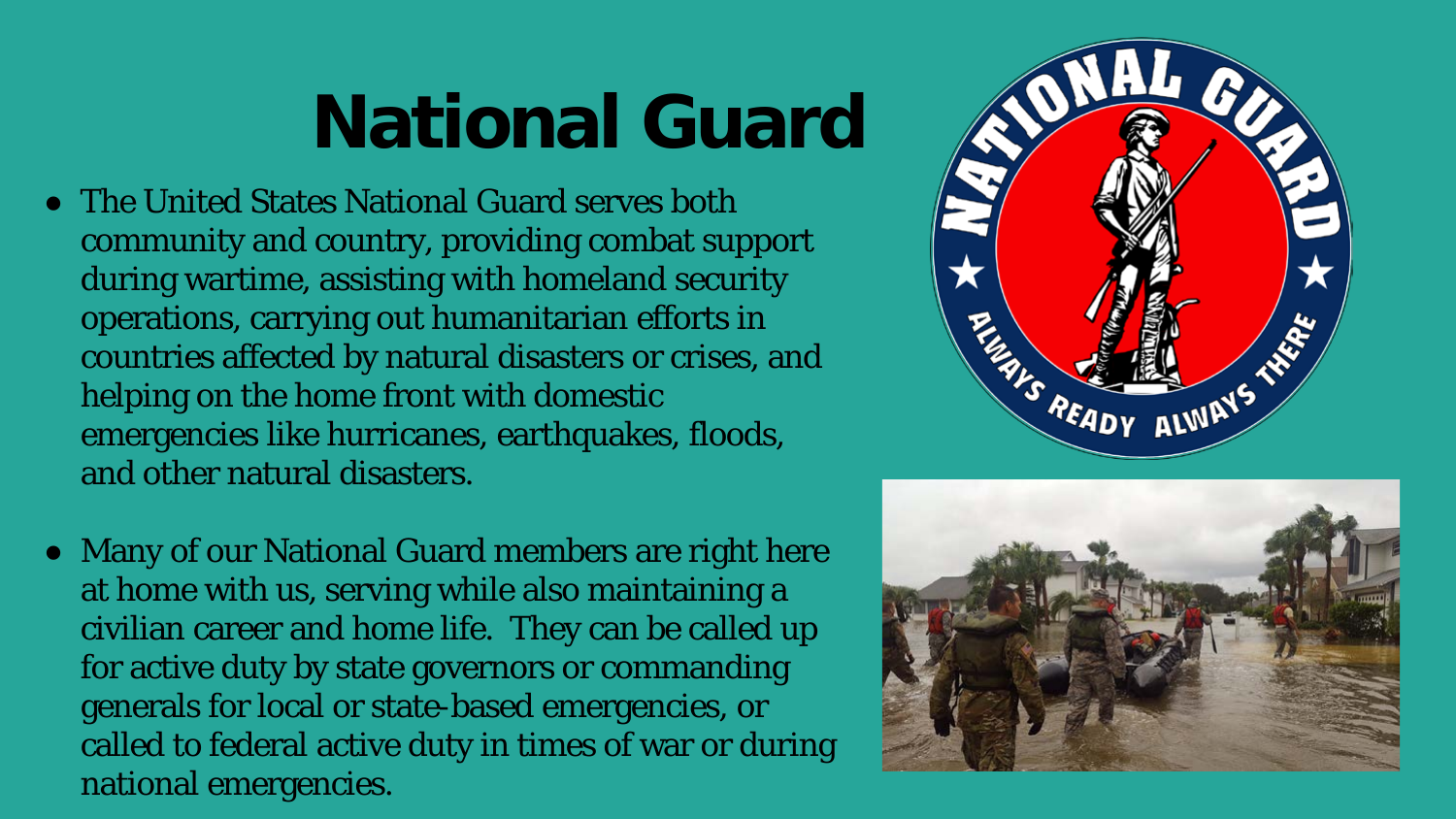# National Guard

- The United States National Guard serves both community and country, providing combat support during wartime, assisting with homeland security operations, carrying out humanitarian efforts in countries affected by natural disasters or crises, and helping on the home front with domestic emergencies like hurricanes, earthquakes, floods, and other natural disasters.

- Many of our National Guard members are right here at home with us, serving while also maintaining a civilian career and home life. They can be called up for active duty by state governors or commanding generals for local or state-based emergencies, or called to federal active duty in times of war or during national emergencies.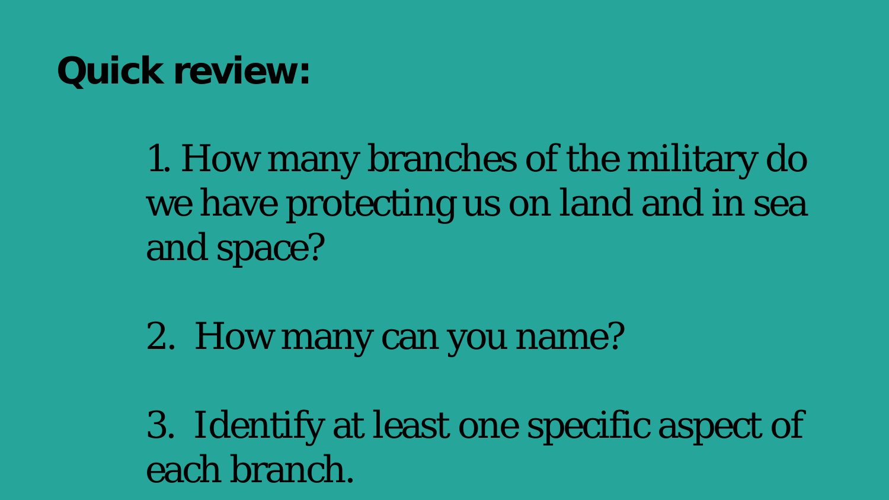## Quick review:

1. How many branches of the military do we have protecting us on land and in sea and space?

2. How many can you name?

3. Identify at least one specific aspect of each branch.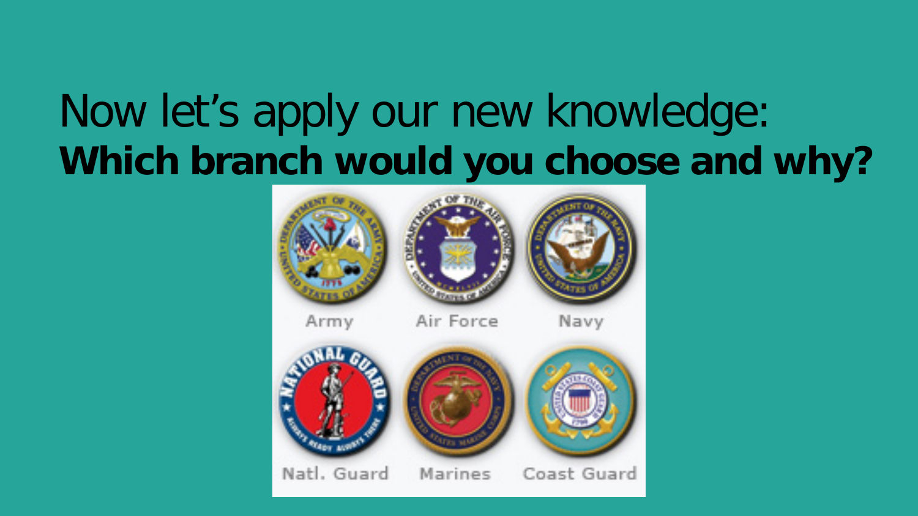# Now let's apply our new knowledge:
**Which branch would you choose and why?**

Army

Air Force

Navy

Natl. Guard

Marines

Coast Guard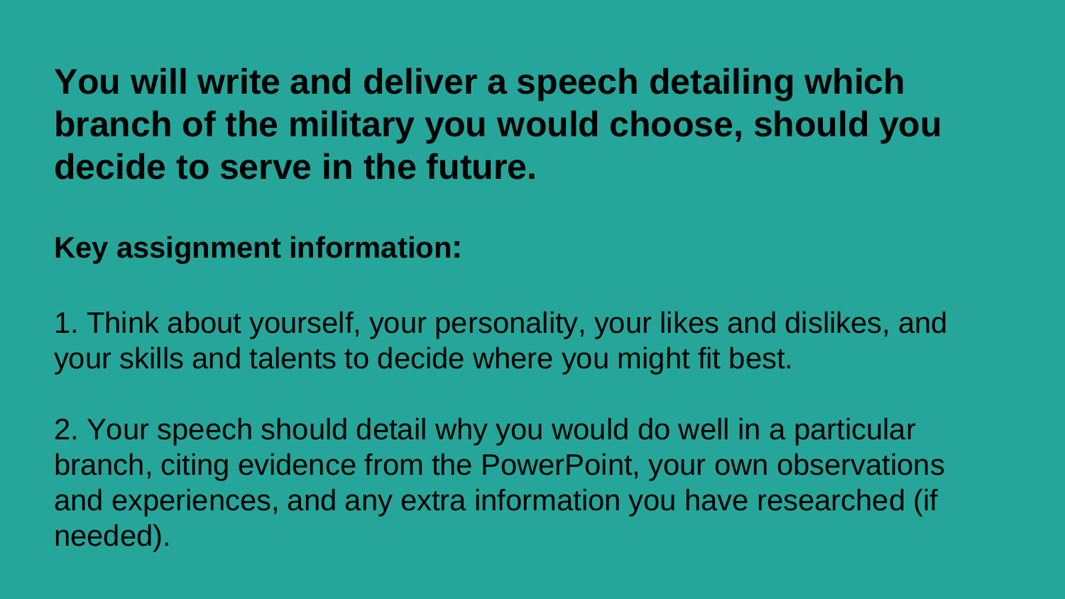**You will write and deliver a speech detailing which branch of the military you would choose, should you decide to serve in the future.**

**Key assignment information:**

1. Think about yourself, your personality, your likes and dislikes, and your skills and talents to decide where you might fit best.

2. Your speech should detail why you would do well in a particular branch, citing evidence from the PowerPoint, your own observations and experiences, and any extra information you have researched (if needed).